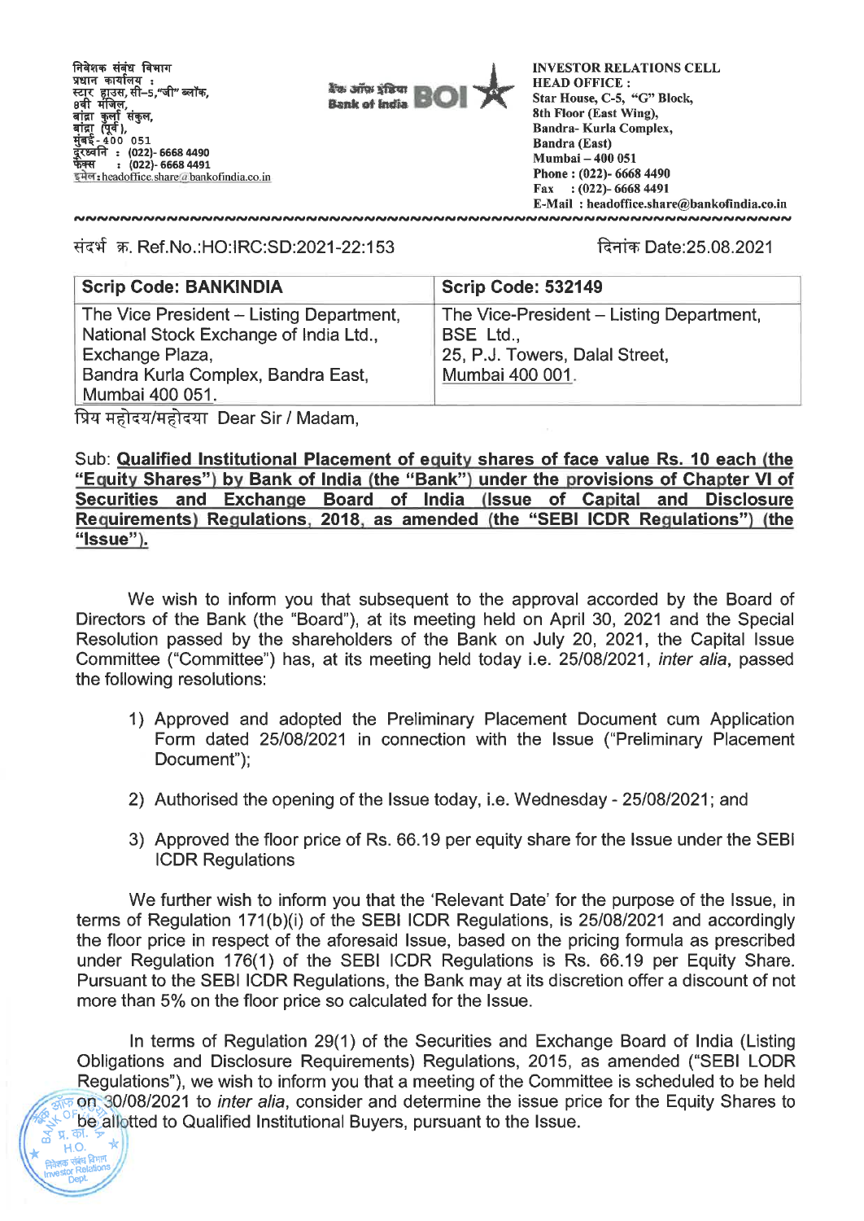निवेशक संबंध विभाग
प्रधान कार्यालय :
स्टार हाउस, सी–5,"जी" ब्लॉक,
8वी मंजिल,
बांद्रा कुर्ला संकुल,
बांद्रा (पूर्व),
मुंबई - 400 051
दूरध्वनि : (022)- 6668 4490
फैक्स : (022)- 6668 4491
इमेल : headoffice.share@bankofindia.co.in

बैंक ऑफ इंडिया Bank of India BOI

INVESTOR RELATIONS CELL
HEAD OFFICE :
Star House, C-5, "G" Block,
8th Floor (East Wing),
Bandra- Kurla Complex,
Bandra (East)
Mumbai – 400 051
Phone : (022)- 6668 4490
Fax : (022)- 6668 4491
E-Mail : headoffice.share@bankofindia.co.in

संदर्भ क्र. Ref.No.:HO:IRC:SD:2021-22:153

दिनांक Date:25.08.2021

| Scrip Code: BANKINDIA | Scrip Code: 532149 |
|---|---|
| The Vice President – Listing Department,<br>National Stock Exchange of India Ltd.,<br>Exchange Plaza,<br>Bandra Kurla Complex, Bandra East,<br>Mumbai 400 051. | The Vice-President – Listing Department,<br>BSE Ltd.,<br>25, P.J. Towers, Dalal Street,<br>Mumbai 400 001. |

प्रिय महोदय/महोदया Dear Sir / Madam,

Sub: **Qualified Institutional Placement of equity shares of face value Rs. 10 each (the "Equity Shares") by Bank of India (the "Bank") under the provisions of Chapter VI of Securities and Exchange Board of India (Issue of Capital and Disclosure Requirements) Regulations, 2018, as amended (the "SEBI ICDR Regulations") (the "Issue").**

We wish to inform you that subsequent to the approval accorded by the Board of Directors of the Bank (the "Board"), at its meeting held on April 30, 2021 and the Special Resolution passed by the shareholders of the Bank on July 20, 2021, the Capital Issue Committee ("Committee") has, at its meeting held today i.e. 25/08/2021, *inter alia*, passed the following resolutions:

1) Approved and adopted the Preliminary Placement Document cum Application Form dated 25/08/2021 in connection with the Issue ("Preliminary Placement Document");
2) Authorised the opening of the Issue today, i.e. Wednesday - 25/08/2021; and
3) Approved the floor price of Rs. 66.19 per equity share for the Issue under the SEBI ICDR Regulations

We further wish to inform you that the 'Relevant Date' for the purpose of the Issue, in terms of Regulation 171(b)(i) of the SEBI ICDR Regulations, is 25/08/2021 and accordingly the floor price in respect of the aforesaid Issue, based on the pricing formula as prescribed under Regulation 176(1) of the SEBI ICDR Regulations is Rs. 66.19 per Equity Share. Pursuant to the SEBI ICDR Regulations, the Bank may at its discretion offer a discount of not more than 5% on the floor price so calculated for the Issue.

In terms of Regulation 29(1) of the Securities and Exchange Board of India (Listing Obligations and Disclosure Requirements) Regulations, 2015, as amended ("SEBI LODR Regulations"), we wish to inform you that a meeting of the Committee is scheduled to be held on 30/08/2021 to *inter alia*, consider and determine the issue price for the Equity Shares to be allotted to Qualified Institutional Buyers, pursuant to the Issue.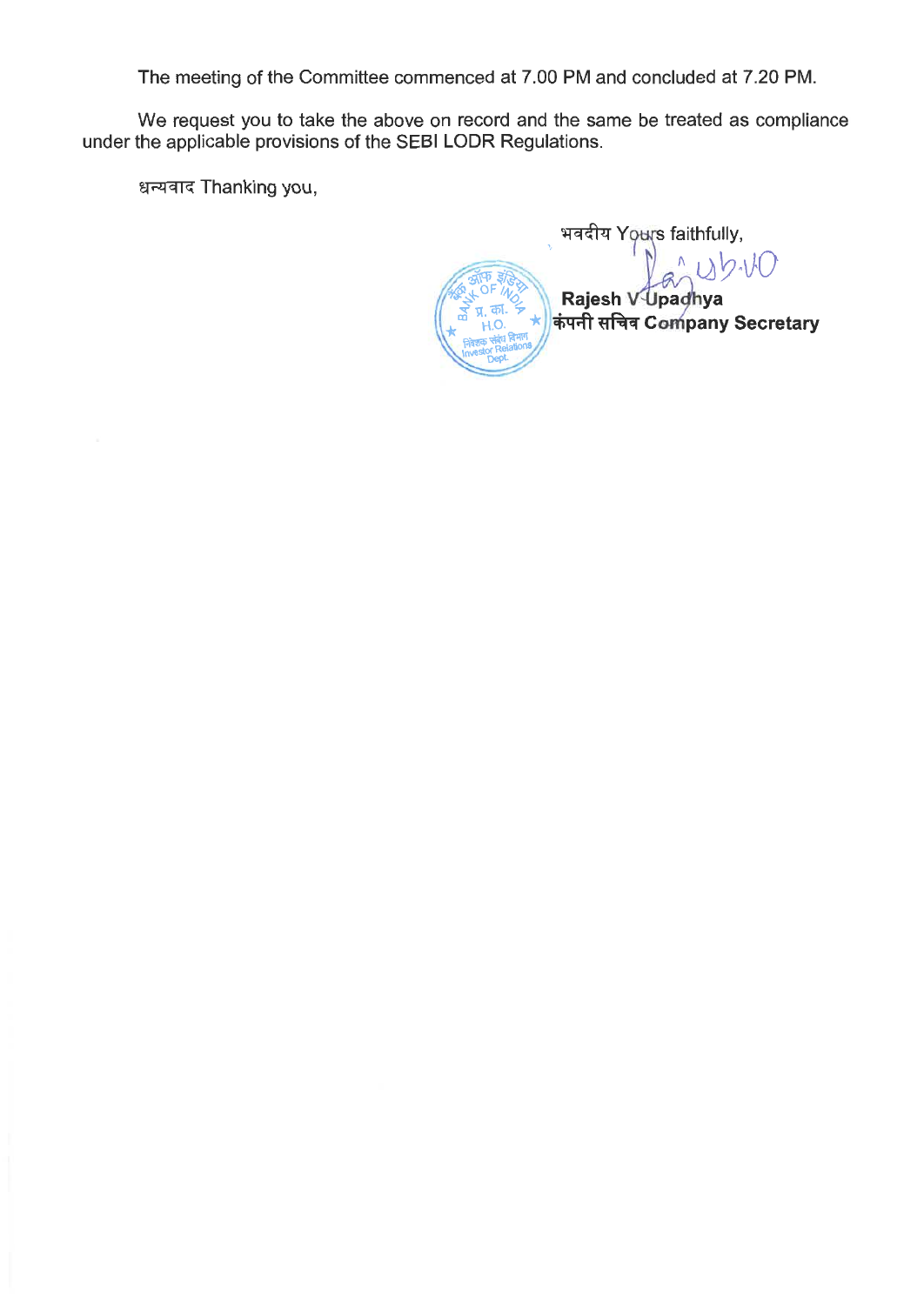The meeting of the Committee commenced at 7.00 PM and concluded at 7.20 PM.

We request you to take the above on record and the same be treated as compliance under the applicable provisions of the SEBI LODR Regulations.

धन्यवाद Thanking you,

भवदीय Yours faithfully,

**Rajesh V Upadhya**
**कंपनी सचिव Company Secretary**